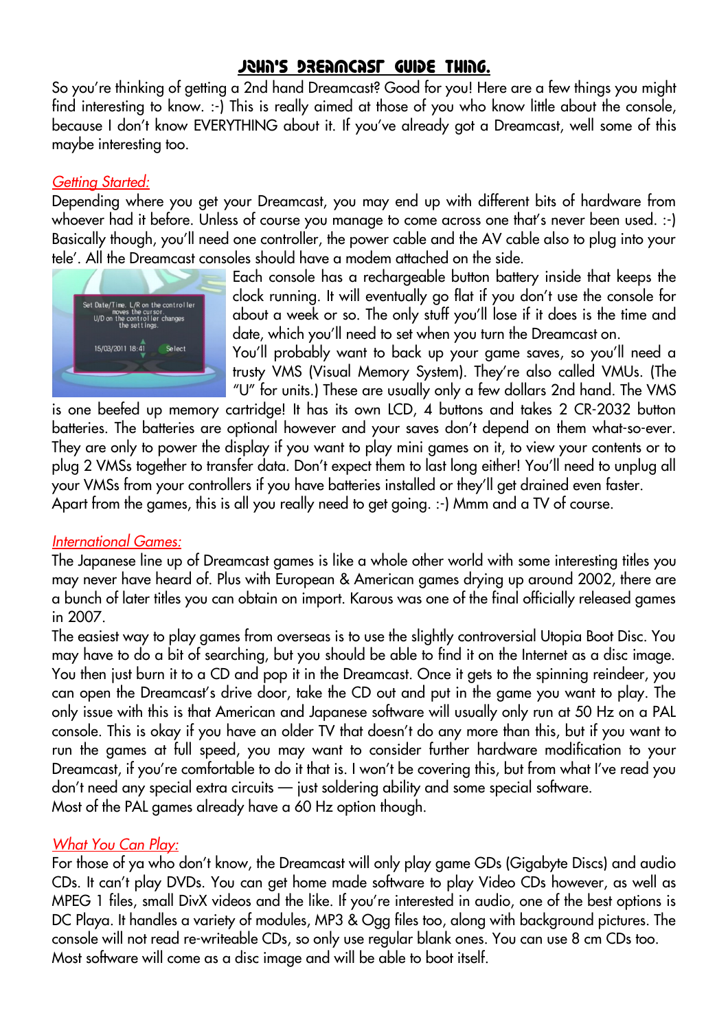# JOHN'S DREAMCAST GUIDE THING.

So you're thinking of getting a 2nd hand Dreamcast? Good for you! Here are a few things you might find interesting to know. :-) This is really aimed at those of you who know little about the console, because I don't know EVERYTHING about it. If you've already got a Dreamcast, well some of this maybe interesting too.

## *Getting Started:*

Depending where you get your Dreamcast, you may end up with different bits of hardware from whoever had it before. Unless of course you manage to come across one that's never been used. :-) Basically though, you'll need one controller, the power cable and the AV cable also to plug into your tele'. All the Dreamcast consoles should have a modem attached on the side.

Each console has a rechargeable button battery inside that keeps the clock running. It will eventually go flat if you don't use the console for about a week or so. The only stuff you'll lose if it does is the time and date, which you'll need to set when you turn the Dreamcast on.

You'll probably want to back up your game saves, so you'll need a trusty VMS (Visual Memory System). They're also called VMUs. (The "U" for units.) These are usually only a few dollars 2nd hand. The VMS is one beefed up memory cartridge! It has its own LCD, 4 buttons and takes 2 CR-2032 button batteries. The batteries are optional however and your saves don't depend on them what-so-ever. They are only to power the display if you want to play mini games on it, to view your contents or to plug 2 VMSs together to transfer data. Don't expect them to last long either! You'll need to unplug all your VMSs from your controllers if you have batteries installed or they'll get drained even faster.

Apart from the games, this is all you really need to get going. :-) Mmm and a TV of course.

## *International Games:*

The Japanese line up of Dreamcast games is like a whole other world with some interesting titles you may never have heard of. Plus with European & American games drying up around 2002, there are a bunch of later titles you can obtain on import. Karous was one of the final officially released games in 2007.

The easiest way to play games from overseas is to use the slightly controversial Utopia Boot Disc. You may have to do a bit of searching, but you should be able to find it on the Internet as a disc image. You then just burn it to a CD and pop it in the Dreamcast. Once it gets to the spinning reindeer, you can open the Dreamcast's drive door, take the CD out and put in the game you want to play. The only issue with this is that American and Japanese software will usually only run at 50 Hz on a PAL console. This is okay if you have an older TV that doesn't do any more than this, but if you want to run the games at full speed, you may want to consider further hardware modification to your Dreamcast, if you're comfortable to do it that is. I won't be covering this, but from what I've read you don't need any special extra circuits — just soldering ability and some special software.

Most of the PAL games already have a 60 Hz option though.

## *What You Can Play:*

For those of ya who don't know, the Dreamcast will only play game GDs (Gigabyte Discs) and audio CDs. It can't play DVDs. You can get home made software to play Video CDs however, as well as MPEG 1 files, small DivX videos and the like. If you're interested in audio, one of the best options is DC Playa. It handles a variety of modules, MP3 & Ogg files too, along with background pictures. The console will not read re-writeable CDs, so only use regular blank ones. You can use 8 cm CDs too. Most software will come as a disc image and will be able to boot itself.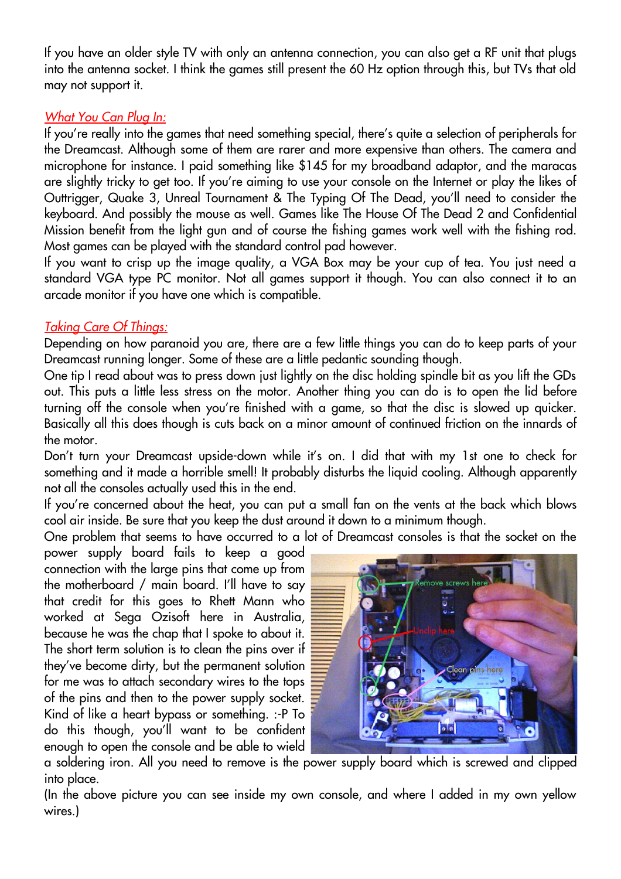If you have an older style TV with only an antenna connection, you can also get a RF unit that plugs into the antenna socket. I think the games still present the 60 Hz option through this, but TVs that old may not support it.

## *What You Can Plug In:*

If you're really into the games that need something special, there's quite a selection of peripherals for the Dreamcast. Although some of them are rarer and more expensive than others. The camera and microphone for instance. I paid something like $145 for my broadband adaptor, and the maracas are slightly tricky to get too. If you're aiming to use your console on the Internet or play the likes of Outtrigger, Quake 3, Unreal Tournament & The Typing Of The Dead, you'll need to consider the keyboard. And possibly the mouse as well. Games like The House Of The Dead 2 and Confidential Mission benefit from the light gun and of course the fishing games work well with the fishing rod. Most games can be played with the standard control pad however.

If you want to crisp up the image quality, a VGA Box may be your cup of tea. You just need a standard VGA type PC monitor. Not all games support it though. You can also connect it to an arcade monitor if you have one which is compatible.

## *Taking Care Of Things:*

Depending on how paranoid you are, there are a few little things you can do to keep parts of your Dreamcast running longer. Some of these are a little pedantic sounding though.

One tip I read about was to press down just lightly on the disc holding spindle bit as you lift the GDs out. This puts a little less stress on the motor. Another thing you can do is to open the lid before turning off the console when you're finished with a game, so that the disc is slowed up quicker. Basically all this does though is cuts back on a minor amount of continued friction on the innards of the motor.

Don't turn your Dreamcast upside-down while it's on. I did that with my 1st one to check for something and it made a horrible smell! It probably disturbs the liquid cooling. Although apparently not all the consoles actually used this in the end.

If you're concerned about the heat, you can put a small fan on the vents at the back which blows cool air inside. Be sure that you keep the dust around it down to a minimum though.

One problem that seems to have occurred to a lot of Dreamcast consoles is that the socket on the power supply board fails to keep a good connection with the large pins that come up from the motherboard / main board. I'll have to say that credit for this goes to Rhett Mann who worked at Sega Ozisoft here in Australia, because he was the chap that I spoke to about it. The short term solution is to clean the pins over if they've become dirty, but the permanent solution for me was to attach secondary wires to the tops of the pins and then to the power supply socket. Kind of like a heart bypass or something. :-P To do this though, you'll want to be confident enough to open the console and be able to wield a soldering iron. All you need to remove is the power supply board which is screwed and clipped into place.

(In the above picture you can see inside my own console, and where I added in my own yellow wires.)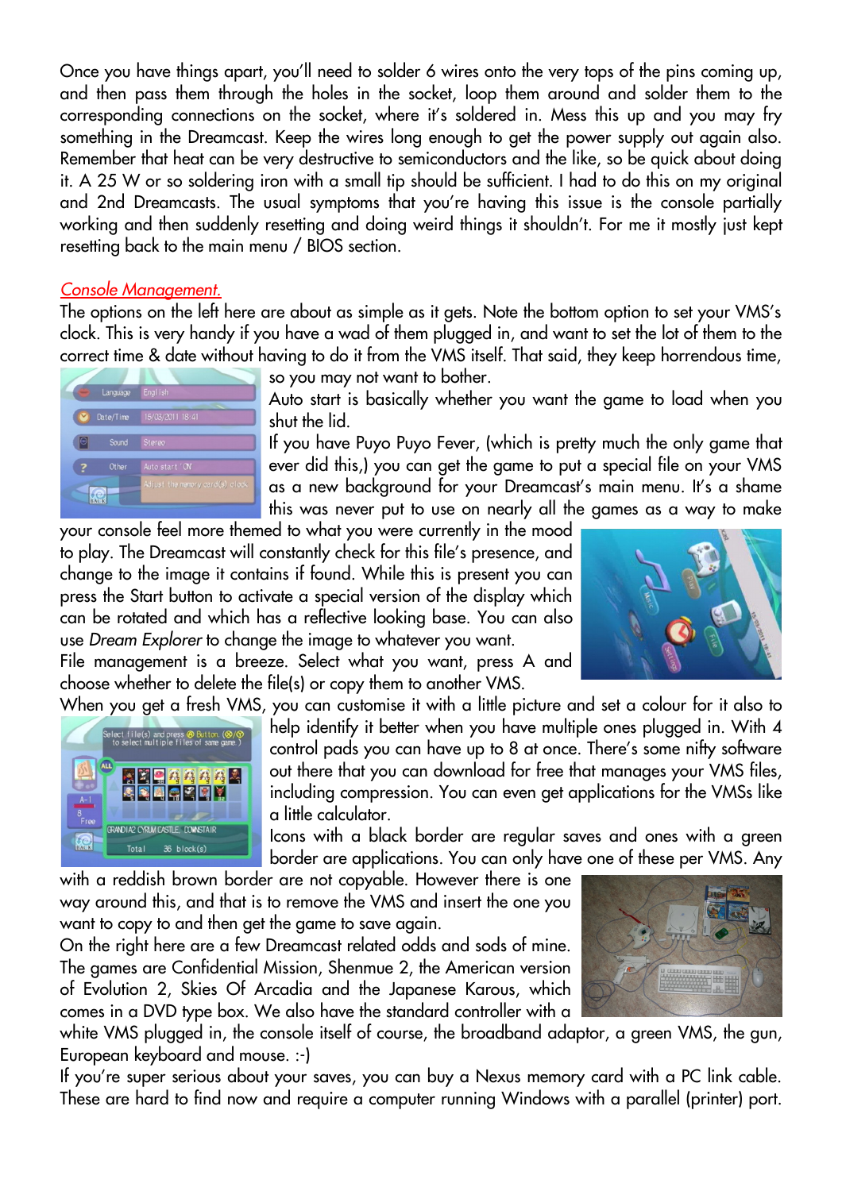Once you have things apart, you'll need to solder 6 wires onto the very tops of the pins coming up, and then pass them through the holes in the socket, loop them around and solder them to the corresponding connections on the socket, where it's soldered in. Mess this up and you may fry something in the Dreamcast. Keep the wires long enough to get the power supply out again also. Remember that heat can be very destructive to semiconductors and the like, so be quick about doing it. A 25 W or so soldering iron with a small tip should be sufficient. I had to do this on my original and 2nd Dreamcasts. The usual symptoms that you're having this issue is the console partially working and then suddenly resetting and doing weird things it shouldn't. For me it mostly just kept resetting back to the main menu / BIOS section.

## *Console Management.*

The options on the left here are about as simple as it gets. Note the bottom option to set your VMS's clock. This is very handy if you have a wad of them plugged in, and want to set the lot of them to the correct time & date without having to do it from the VMS itself. That said, they keep horrendous time, so you may not want to bother.

Auto start is basically whether you want the game to load when you shut the lid.

If you have Puyo Puyo Fever, (which is pretty much the only game that ever did this,) you can get the game to put a special file on your VMS as a new background for your Dreamcast's main menu. It's a shame this was never put to use on nearly all the games as a way to make your console feel more themed to what you were currently in the mood to play. The Dreamcast will constantly check for this file's presence, and change to the image it contains if found. While this is present you can press the Start button to activate a special version of the display which can be rotated and which has a reflective looking base. You can also use *Dream Explorer* to change the image to whatever you want.

File management is a breeze. Select what you want, press A and choose whether to delete the file(s) or copy them to another VMS.

When you get a fresh VMS, you can customise it with a little picture and set a colour for it also to help identify it better when you have multiple ones plugged in. With 4 control pads you can have up to 8 at once. There's some nifty software out there that you can download for free that manages your VMS files, including compression. You can even get applications for the VMSs like a little calculator.

Icons with a black border are regular saves and ones with a green border are applications. You can only have one of these per VMS. Any with a reddish brown border are not copyable. However there is one way around this, and that is to remove the VMS and insert the one you want to copy to and then get the game to save again.

On the right here are a few Dreamcast related odds and sods of mine. The games are Confidential Mission, Shenmue 2, the American version of Evolution 2, Skies Of Arcadia and the Japanese Karous, which comes in a DVD type box. We also have the standard controller with a white VMS plugged in, the console itself of course, the broadband adaptor, a green VMS, the gun, European keyboard and mouse. :-)

If you're super serious about your saves, you can buy a Nexus memory card with a PC link cable. These are hard to find now and require a computer running Windows with a parallel (printer) port.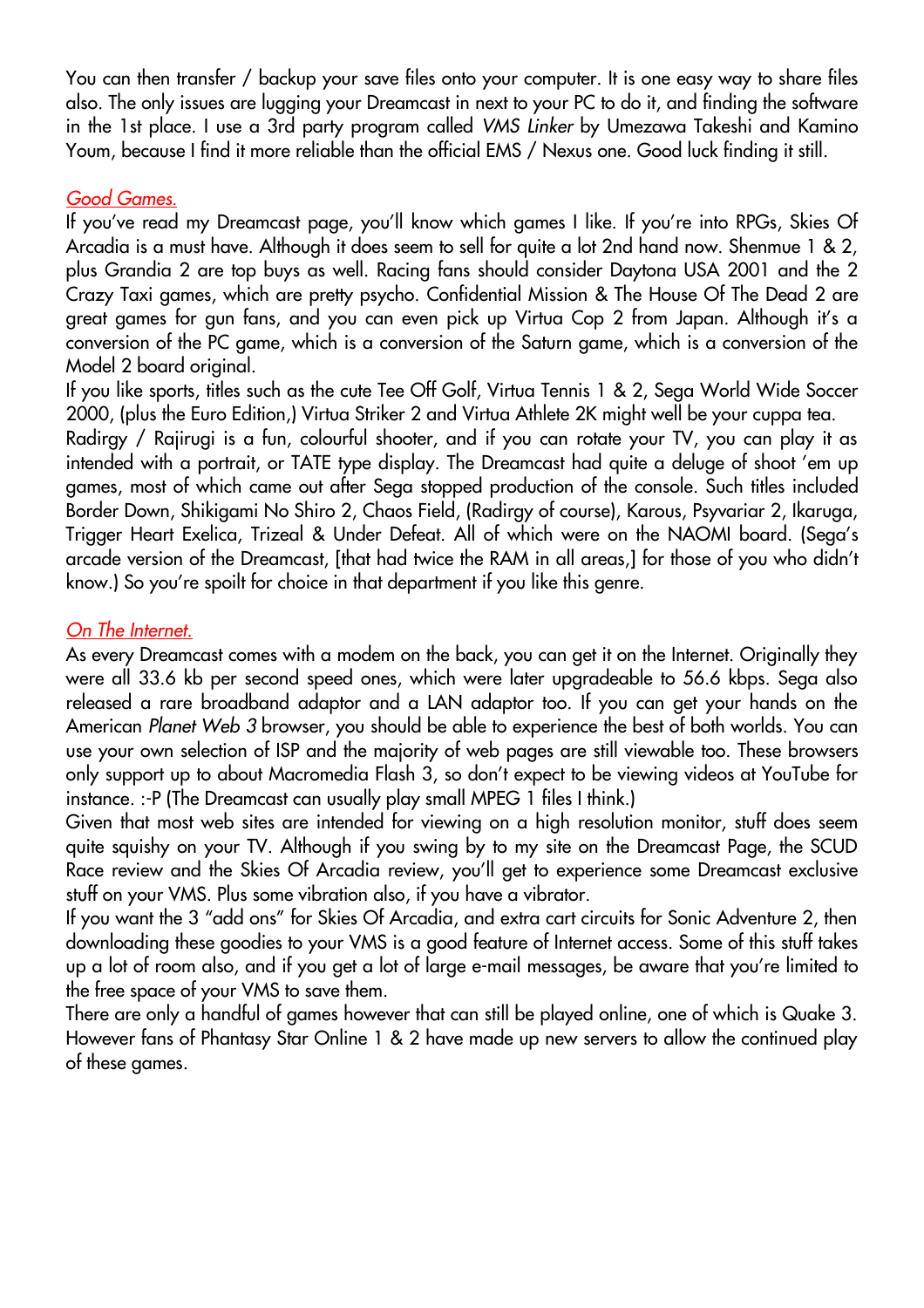You can then transfer / backup your save files onto your computer. It is one easy way to share files also. The only issues are lugging your Dreamcast in next to your PC to do it, and finding the software in the 1st place. I use a 3rd party program called *VMS Linker* by Umezawa Takeshi and Kamino Youm, because I find it more reliable than the official EMS / Nexus one. Good luck finding it still.

## Good Games.

If you've read my Dreamcast page, you'll know which games I like. If you're into RPGs, Skies Of Arcadia is a must have. Although it does seem to sell for quite a lot 2nd hand now. Shenmue 1 & 2, plus Grandia 2 are top buys as well. Racing fans should consider Daytona USA 2001 and the 2 Crazy Taxi games, which are pretty psycho. Confidential Mission & The House Of The Dead 2 are great games for gun fans, and you can even pick up Virtua Cop 2 from Japan. Although it's a conversion of the PC game, which is a conversion of the Saturn game, which is a conversion of the Model 2 board original.

If you like sports, titles such as the cute Tee Off Golf, Virtua Tennis 1 & 2, Sega World Wide Soccer 2000, (plus the Euro Edition,) Virtua Striker 2 and Virtua Athlete 2K might well be your cuppa tea.

Radirgy / Rajirugi is a fun, colourful shooter, and if you can rotate your TV, you can play it as intended with a portrait, or TATE type display. The Dreamcast had quite a deluge of shoot 'em up games, most of which came out after Sega stopped production of the console. Such titles included Border Down, Shikigami No Shiro 2, Chaos Field, (Radirgy of course), Karous, Psyvariar 2, Ikaruga, Trigger Heart Exelica, Trizeal & Under Defeat. All of which were on the NAOMI board. (Sega's arcade version of the Dreamcast, [that had twice the RAM in all areas,] for those of you who didn't know.) So you're spoilt for choice in that department if you like this genre.

## On The Internet.

As every Dreamcast comes with a modem on the back, you can get it on the Internet. Originally they were all 33.6 kb per second speed ones, which were later upgradeable to 56.6 kbps. Sega also released a rare broadband adaptor and a LAN adaptor too. If you can get your hands on the American *Planet Web 3* browser, you should be able to experience the best of both worlds. You can use your own selection of ISP and the majority of web pages are still viewable too. These browsers only support up to about Macromedia Flash 3, so don't expect to be viewing videos at YouTube for instance. :-P (The Dreamcast can usually play small MPEG 1 files I think.)

Given that most web sites are intended for viewing on a high resolution monitor, stuff does seem quite squishy on your TV. Although if you swing by to my site on the Dreamcast Page, the SCUD Race review and the Skies Of Arcadia review, you'll get to experience some Dreamcast exclusive stuff on your VMS. Plus some vibration also, if you have a vibrator.

If you want the 3 "add ons" for Skies Of Arcadia, and extra cart circuits for Sonic Adventure 2, then downloading these goodies to your VMS is a good feature of Internet access. Some of this stuff takes up a lot of room also, and if you get a lot of large e-mail messages, be aware that you're limited to the free space of your VMS to save them.

There are only a handful of games however that can still be played online, one of which is Quake 3. However fans of Phantasy Star Online 1 & 2 have made up new servers to allow the continued play of these games.